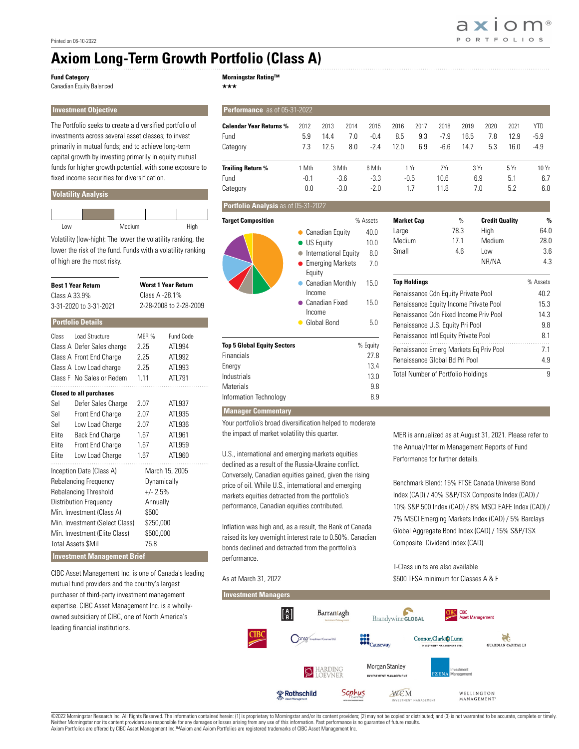Printed on 06-10-2022

# Axiom Long-Term Growth Portfolio (Class A)

**Fund Category**
Canadian Equity Balanced

**Morningstar Rating™**
★★★

## Investment Objective

The Portfolio seeks to create a diversified portfolio of investments across several asset classes; to invest primarily in mutual funds; and to achieve long-term capital growth by investing primarily in equity mutual funds for higher growth potential, with some exposure to fixed income securities for diversification.

## Volatility Analysis

Low — Medium — High

Volatility (low-high): The lower the volatility ranking, the lower the risk of the fund. Funds with a volatility ranking of high are the most risky.

| Best 1 Year Return | Worst 1 Year Return |
|---|---|
| Class A 33.9% | Class A -28.1% |
| 3-31-2020 to 3-31-2021 | 2-28-2008 to 2-28-2009 |

## Portfolio Details

| Class | Load Structure | MER % | Fund Code |
|---|---|---|---|
| Class A | Defer Sales charge | 2.25 | ATL994 |
| Class A | Front End Charge | 2.25 | ATL992 |
| Class A | Low Load charge | 2.25 | ATL993 |
| Class F | No Sales or Redem | 1.11 | ATL791 |

**Closed to all purchases**

| Class | Load Structure | MER % | Fund Code |
|---|---|---|---|
| Sel | Defer Sales Charge | 2.07 | ATL937 |
| Sel | Front End Charge | 2.07 | ATL935 |
| Sel | Low Load Charge | 2.07 | ATL936 |
| Elite | Back End Charge | 1.67 | ATL961 |
| Elite | Front End Charge | 1.67 | ATL959 |
| Elite | Low Load Charge | 1.67 | ATL960 |

| | |
|---|---|
| Inception Date (Class A) | March 15, 2005 |
| Rebalancing Frequency | Dynamically |
| Rebalancing Threshold | +/- 2.5% |
| Distribution Frequency | Annually |
| Min. Investment (Class A) | $500 |
| Min. Investment (Select Class) | $250,000 |
| Min. Investment (Elite Class) | $500,000 |
| Total Assets $Mil | 75.8 |

## Investment Management Brief

CIBC Asset Management Inc. is one of Canada's leading mutual fund providers and the country's largest purchaser of third-party investment management expertise. CIBC Asset Management Inc. is a wholly-owned subsidiary of CIBC, one of North America's leading financial institutions.

## Performance as of 05-31-2022

| Calendar Year Returns % | 2012 | 2013 | 2014 | 2015 | 2016 | 2017 | 2018 | 2019 | 2020 | 2021 | YTD |
|---|---|---|---|---|---|---|---|---|---|---|---|
| Fund | 5.9 | 14.4 | 7.0 | -0.4 | 8.5 | 9.3 | -7.9 | 16.5 | 7.8 | 12.9 | -5.9 |
| Category | 7.3 | 12.5 | 8.0 | -2.4 | 12.0 | 6.9 | -6.6 | 14.7 | 5.3 | 16.0 | -4.9 |

| Trailing Return % | 1 Mth | 3 Mth | 6 Mth | 1 Yr | 2Yr | 3 Yr | 5 Yr | 10 Yr |
|---|---|---|---|---|---|---|---|---|
| Fund | -0.1 | -3.6 | -3.3 | -0.5 | 10.6 | 6.9 | 5.1 | 6.7 |
| Category | 0.0 | -3.0 | -2.0 | 1.7 | 11.8 | 7.0 | 5.2 | 6.8 |

## Portfolio Analysis as of 05-31-2022

| Target Composition | % Assets |
|---|---|
| Canadian Equity | 40.0 |
| US Equity | 10.0 |
| International Equity | 8.0 |
| Emerging Markets Equity | 7.0 |
| Canadian Monthly Income | 15.0 |
| Canadian Fixed Income | 15.0 |
| Global Bond | 5.0 |

| Market Cap | % |
|---|---|
| Large | 78.3 |
| Medium | 17.1 |
| Small | 4.6 |

| Credit Quality | % |
|---|---|
| High | 64.0 |
| Medium | 28.0 |
| Low | 3.6 |
| NR/NA | 4.3 |

| Top 5 Global Equity Sectors | % Equity |
|---|---|
| Financials | 27.8 |
| Energy | 13.4 |
| Industrials | 13.0 |
| Materials | 9.8 |
| Information Technology | 8.9 |

| Top Holdings | % Assets |
|---|---|
| Renaissance Cdn Equity Private Pool | 40.2 |
| Renaissance Equity Income Private Pool | 15.3 |
| Renaissance Cdn Fixed Income Priv Pool | 14.3 |
| Renaissance U.S. Equity Pri Pool | 9.8 |
| Renaissance Intl Equity Private Pool | 8.1 |
| Renaissance Emerg Markets Eq Priv Pool | 7.1 |
| Renaissance Global Bd Pri Pool | 4.9 |
| Total Number of Portfolio Holdings | 9 |

## Manager Commentary

Your portfolio's broad diversification helped to moderate the impact of market volatility this quarter.

U.S., international and emerging markets equities declined as a result of the Russia-Ukraine conflict. Conversely, Canadian equities gained, given the rising price of oil. While U.S., international and emerging markets equities detracted from the portfolio's performance, Canadian equities contributed.

Inflation was high and, as a result, the Bank of Canada raised its key overnight interest rate to 0.50%. Canadian bonds declined and detracted from the portfolio's performance.

As at March 31, 2022

MER is annualized as at August 31, 2021. Please refer to the Annual/Interim Management Reports of Fund Performance for further details.

Benchmark Blend: 15% FTSE Canada Universe Bond Index (CAD) / 40% S&P/TSX Composite Index (CAD) / 10% S&P 500 Index (CAD) / 8% MSCI EAFE Index (CAD) / 7% MSCI Emerging Markets Index (CAD) / 5% Barclays Global Aggregate Bond Index (CAD) / 15% S&P/TSX Composite Dividend Index (CAD)

T-Class units are also available
$500 TFSA minimum for Classes A & F

## Investment Managers

ABC, Barrantagh, Brandywine Global, CIBC Asset Management, CIBC, Conso Investment Counsel Ltd., Causeway, Connor, Clark & Lunn, Guardian Capital LP, Harding Loevner, Morgan Stanley Investment Management, Pzena Investment Management, Rothschild Asset Management, Sophus Capital, WCM Investment Management, Wellington Management

©2022 Morningstar Research Inc. All Rights Reserved. The information contained herein: (1) is proprietary to Morningstar and/or its content providers; (2) may not be copied or distributed; and (3) is not warranted to be accurate, complete or timely. Neither Morningstar nor its content providers are responsible for any damages or losses arising from any use of this information. Past performance is no guarantee of future results.
Axiom Portfolios are offered by CIBC Asset Management Inc.™Axiom and Axiom Portfolios are registered trademarks of CIBC Asset Management Inc.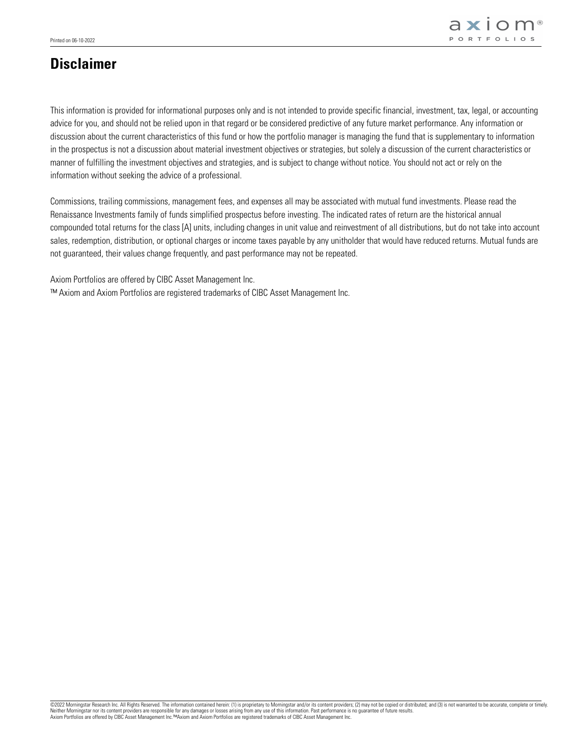# Disclaimer

This information is provided for informational purposes only and is not intended to provide specific financial, investment, tax, legal, or accounting advice for you, and should not be relied upon in that regard or be considered predictive of any future market performance. Any information or discussion about the current characteristics of this fund or how the portfolio manager is managing the fund that is supplementary to information in the prospectus is not a discussion about material investment objectives or strategies, but solely a discussion of the current characteristics or manner of fulfilling the investment objectives and strategies, and is subject to change without notice. You should not act or rely on the information without seeking the advice of a professional.

Commissions, trailing commissions, management fees, and expenses all may be associated with mutual fund investments. Please read the Renaissance Investments family of funds simplified prospectus before investing. The indicated rates of return are the historical annual compounded total returns for the class [A] units, including changes in unit value and reinvestment of all distributions, but do not take into account sales, redemption, distribution, or optional charges or income taxes payable by any unitholder that would have reduced returns. Mutual funds are not guaranteed, their values change frequently, and past performance may not be repeated.

Axiom Portfolios are offered by CIBC Asset Management Inc.
™ Axiom and Axiom Portfolios are registered trademarks of CIBC Asset Management Inc.